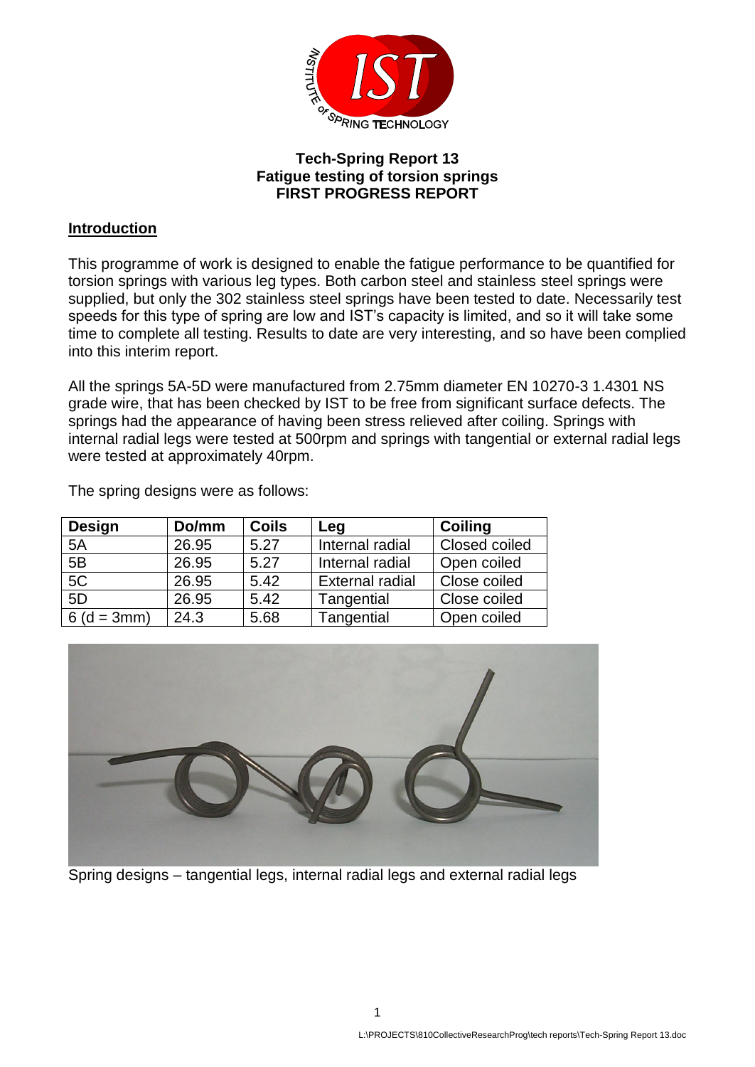**Tech-Spring Report 13**
**Fatigue testing of torsion springs**
**FIRST PROGRESS REPORT**

## Introduction

This programme of work is designed to enable the fatigue performance to be quantified for torsion springs with various leg types. Both carbon steel and stainless steel springs were supplied, but only the 302 stainless steel springs have been tested to date. Necessarily test speeds for this type of spring are low and IST's capacity is limited, and so it will take some time to complete all testing. Results to date are very interesting, and so have been complied into this interim report.

All the springs 5A-5D were manufactured from 2.75mm diameter EN 10270-3 1.4301 NS grade wire, that has been checked by IST to be free from significant surface defects. The springs had the appearance of having been stress relieved after coiling. Springs with internal radial legs were tested at 500rpm and springs with tangential or external radial legs were tested at approximately 40rpm.

The spring designs were as follows:

| Design | Do/mm | Coils | Leg | Coiling |
|---|---|---|---|---|
| 5A | 26.95 | 5.27 | Internal radial | Closed coiled |
| 5B | 26.95 | 5.27 | Internal radial | Open coiled |
| 5C | 26.95 | 5.42 | External radial | Close coiled |
| 5D | 26.95 | 5.42 | Tangential | Close coiled |
| 6 (d = 3mm) | 24.3 | 5.68 | Tangential | Open coiled |

Spring designs – tangential legs, internal radial legs and external radial legs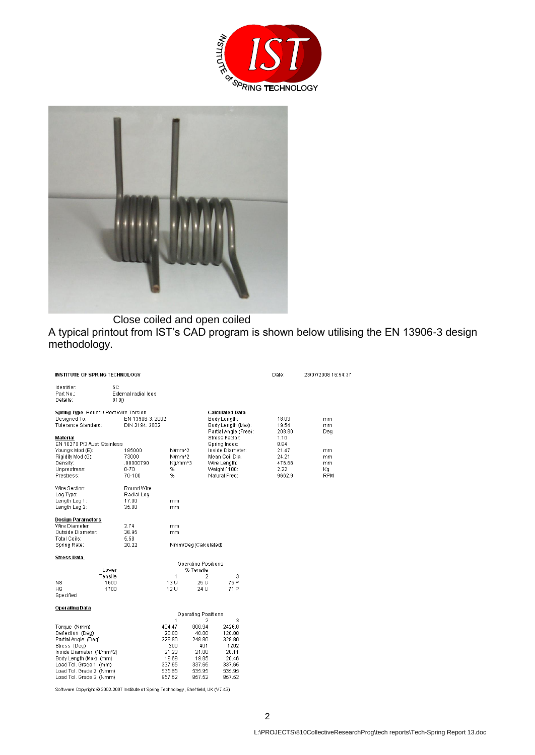Close coiled and open coiled

A typical printout from IST's CAD program is shown below utilising the EN 13906-3 design methodology.

**INSTITUTE OF SPRING TECHNOLOGY** Date: 23/07/2008 16:54:37

Identifier: 5C
Part No.: External radial legs
Details: 810)

**Spring Type** Round / Rect Wire Torsion

| | | |
|---|---|---|
| Designed To: | EN 13906-3: 2002 | |
| Tolerance Standard: | DIN 2194: 2002 | |

**Material**
EN 10270 Pt3 Aust. Stainless

| | | |
|---|---|---|
| Youngs Mod (E): | 185000 | N/mm^2 |
| Rigidity Mod (G): | 73000 | N/mm^2 |
| Density: | .00000790 | Kg/mm^3 |
| Unprestress: | 0-70 | % |
| Prestress: | 70-100 | % |

**Calculated Data**

| | | |
|---|---|---|
| Body Length: | 18.03 | mm |
| Body Length (Max): | 19.54 | mm |
| Partial Angle (Free): | 208.80 | Deg |
| Stress Factor: | 1.10 | |
| Spring Index: | 8.84 | |
| Inside Diameter: | 21.47 | mm |
| Mean Coil Dia.: | 24.21 | mm |
| Wire Length: | 476.68 | mm |
| Weight / 100: | 2.22 | Kg |
| Natural Freq: | 9662.9 | RPM |

| | | |
|---|---|---|
| Wire Section: | Round Wire | |
| Leg Type: | Radial Leg | |
| Length Leg 1: | 17.00 | mm |
| Length Leg 2: | 35.00 | mm |

**Design Parameters**

| | | |
|---|---|---|
| Wire Diameter: | 2.74 | mm |
| Outside Diameter: | 26.95 | mm |
| Total Coils: | 5.58 | |
| Spring Rate: | 20.22 | Nmm/Deg (Calculated) |

**Stress Data**

| | Lower Tensile | Operating Positions % Tensile 1 | 2 | 3 |
|---|---|---|---|---|
| NS | 1600 | 13 U | 25 U | 75 P |
| HS | 1700 | 12 U | 24 U | 71 P |
| Specified | | | | |

**Operating Data**

| | Operating Positions 1 | 2 | 3 |
|---|---|---|---|
| Torque (Nmm) | 404.47 | 808.94 | 2426.8 |
| Deflection (Deg) | 20.00 | 40.00 | 120.00 |
| Partial Angle (Deg) | 228.80 | 248.80 | 328.80 |
| Stress (Deg) | 200 | 401 | 1202 |
| Inside Diameter (N/mm^2) | 21.23 | 21.00 | 20.11 |
| Body Length (Max) (mm) | 19.69 | 19.85 | 20.46 |
| Load Tol. Grade 1 (mm) | 337.65 | 337.65 | 337.65 |
| Load Tol. Grade 2 (Nmm) | 535.95 | 535.95 | 535.95 |
| Load Tol. Grade 3 (Nmm) | 857.52 | 857.52 | 857.52 |

Software Copyright © 2002-2007 Institute of Spring Technology, Sheffield, UK (V7.43)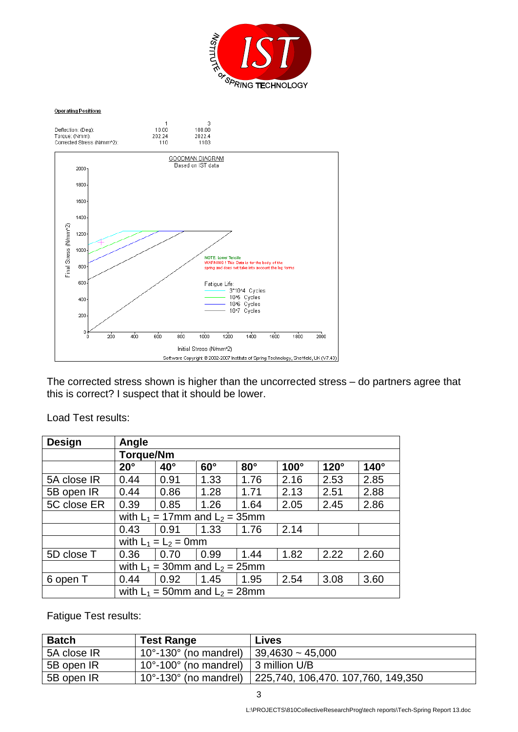**Operating Positions**

| | 1 | 3 |
|---|---|---|
| Deflection: (Deg): | 10.00 | 100.00 |
| Torque: (Nmm): | 202.24 | 2022.4 |
| Corrected Stress (N/mm^2): | 110 | 1103 |

GOODMAN DIAGRAM
Based on IST data

NOTE: Lower Tensile
WARNING ! This Data is for the body of the spring and does not take into account the leg forms

Fatigue Life:
3*10^4 Cycles
10^5 Cycles
10^6 Cycles
10^7 Cycles

Final Stress (N/mm^2)

Initial Stress (N/mm^2)

Software Copyright © 2002-2007 Institute of Spring Technology, Sheffield, UK (V7.43)

The corrected stress shown is higher than the uncorrected stress – do partners agree that this is correct? I suspect that it should be lower.

Load Test results:

| Design | Angle | | | | | | |
|---|---|---|---|---|---|---|---|
| | Torque/Nm | | | | | | |
| | 20° | 40° | 60° | 80° | 100° | 120° | 140° |
| 5A close IR | 0.44 | 0.91 | 1.33 | 1.76 | 2.16 | 2.53 | 2.85 |
| 5B open IR | 0.44 | 0.86 | 1.28 | 1.71 | 2.13 | 2.51 | 2.88 |
| 5C close ER | 0.39 | 0.85 | 1.26 | 1.64 | 2.05 | 2.45 | 2.86 |
| | with $L_1$ = 17mm and $L_2$ = 35mm | | | | | | |
| | 0.43 | 0.91 | 1.33 | 1.76 | 2.14 | | |
| | with $L_1 = L_2$ = 0mm | | | | | | |
| 5D close T | 0.36 | 0.70 | 0.99 | 1.44 | 1.82 | 2.22 | 2.60 |
| | with $L_1$ = 30mm and $L_2$ = 25mm | | | | | | |
| 6 open T | 0.44 | 0.92 | 1.45 | 1.95 | 2.54 | 3.08 | 3.60 |
| | with $L_1$ = 50mm and $L_2$ = 28mm | | | | | | |

Fatigue Test results:

| Batch | Test Range | Lives |
|---|---|---|
| 5A close IR | 10°-130° (no mandrel) | 39,4630 ~ 45,000 |
| 5B open IR | 10°-100° (no mandrel) | 3 million U/B |
| 5B open IR | 10°-130° (no mandrel) | 225,740, 106,470. 107,760, 149,350 |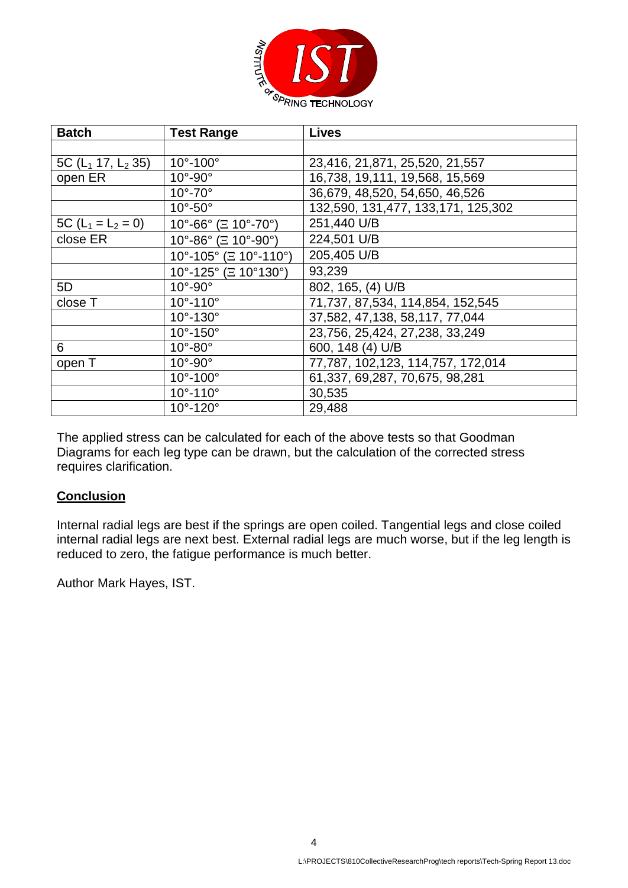| Batch | Test Range | Lives |
|---|---|---|
| | | |
| 5C ($L_1$ 17, $L_2$ 35) | 10°-100° | 23,416, 21,871, 25,520, 21,557 |
| open ER | 10°-90° | 16,738, 19,111, 19,568, 15,569 |
| | 10°-70° | 36,679, 48,520, 54,650, 46,526 |
| | 10°-50° | 132,590, 131,477, 133,171, 125,302 |
| 5C ($L_1 = L_2 = 0$) | 10°-66° (Ξ 10°-70°) | 251,440 U/B |
| close ER | 10°-86° (Ξ 10°-90°) | 224,501 U/B |
| | 10°-105° (Ξ 10°-110°) | 205,405 U/B |
| | 10°-125° (Ξ 10°130°) | 93,239 |
| 5D | 10°-90° | 802, 165, (4) U/B |
| close T | 10°-110° | 71,737, 87,534, 114,854, 152,545 |
| | 10°-130° | 37,582, 47,138, 58,117, 77,044 |
| | 10°-150° | 23,756, 25,424, 27,238, 33,249 |
| 6 | 10°-80° | 600, 148 (4) U/B |
| open T | 10°-90° | 77,787, 102,123, 114,757, 172,014 |
| | 10°-100° | 61,337, 69,287, 70,675, 98,281 |
| | 10°-110° | 30,535 |
| | 10°-120° | 29,488 |

The applied stress can be calculated for each of the above tests so that Goodman Diagrams for each leg type can be drawn, but the calculation of the corrected stress requires clarification.

## Conclusion

Internal radial legs are best if the springs are open coiled. Tangential legs and close coiled internal radial legs are next best. External radial legs are much worse, but if the leg length is reduced to zero, the fatigue performance is much better.

Author Mark Hayes, IST.